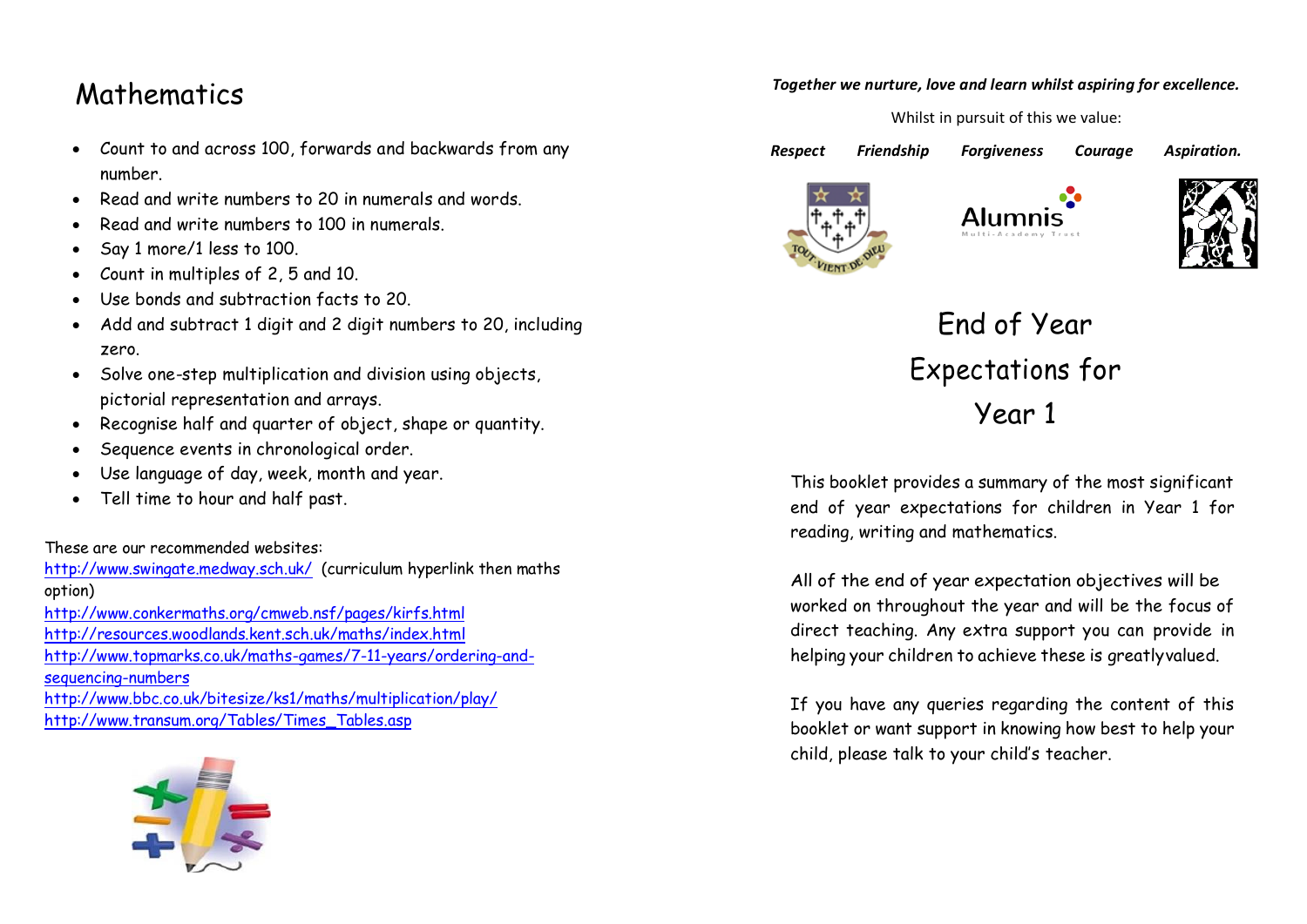# Mathematics

- Count to and across 100, forwards and backwards from any number.
- Read and write numbers to 20 in numerals and words.
- Read and write numbers to 100 in numerals.
- Say 1 more/1 less to 100.
- Count in multiples of 2, 5 and 10.
- Use bonds and subtraction facts to 20.
- Add and subtract 1 digit and 2 digit numbers to 20, including zero.
- Solve one-step multiplication and division using objects, pictorial representation and arrays.
- Recognise half and quarter of object, shape or quantity.
- Sequence events in chronological order.
- Use language of day, week, month and year.
- Tell time to hour and half past.

These are our recommended websites:
http://www.swingate.medway.sch.uk/ (curriculum hyperlink then maths option)
http://www.conkermaths.org/cmweb.nsf/pages/kirfs.html
http://resources.woodlands.kent.sch.uk/maths/index.html
http://www.topmarks.co.uk/maths-games/7-11-years/ordering-and-sequencing-numbers
http://www.bbc.co.uk/bitesize/ks1/maths/multiplication/play/
http://www.transum.org/Tables/Times_Tables.asp

***Together we nurture, love and learn whilst aspiring for excellence.***

Whilst in pursuit of this we value:

***Respect Friendship Forgiveness Courage Aspiration.***

Alumnis Multi-Academy Trust

# End of Year Expectations for Year 1

This booklet provides a summary of the most significant end of year expectations for children in Year 1 for reading, writing and mathematics.

All of the end of year expectation objectives will be worked on throughout the year and will be the focus of direct teaching. Any extra support you can provide in helping your children to achieve these is greatly valued.

If you have any queries regarding the content of this booklet or want support in knowing how best to help your child, please talk to your child's teacher.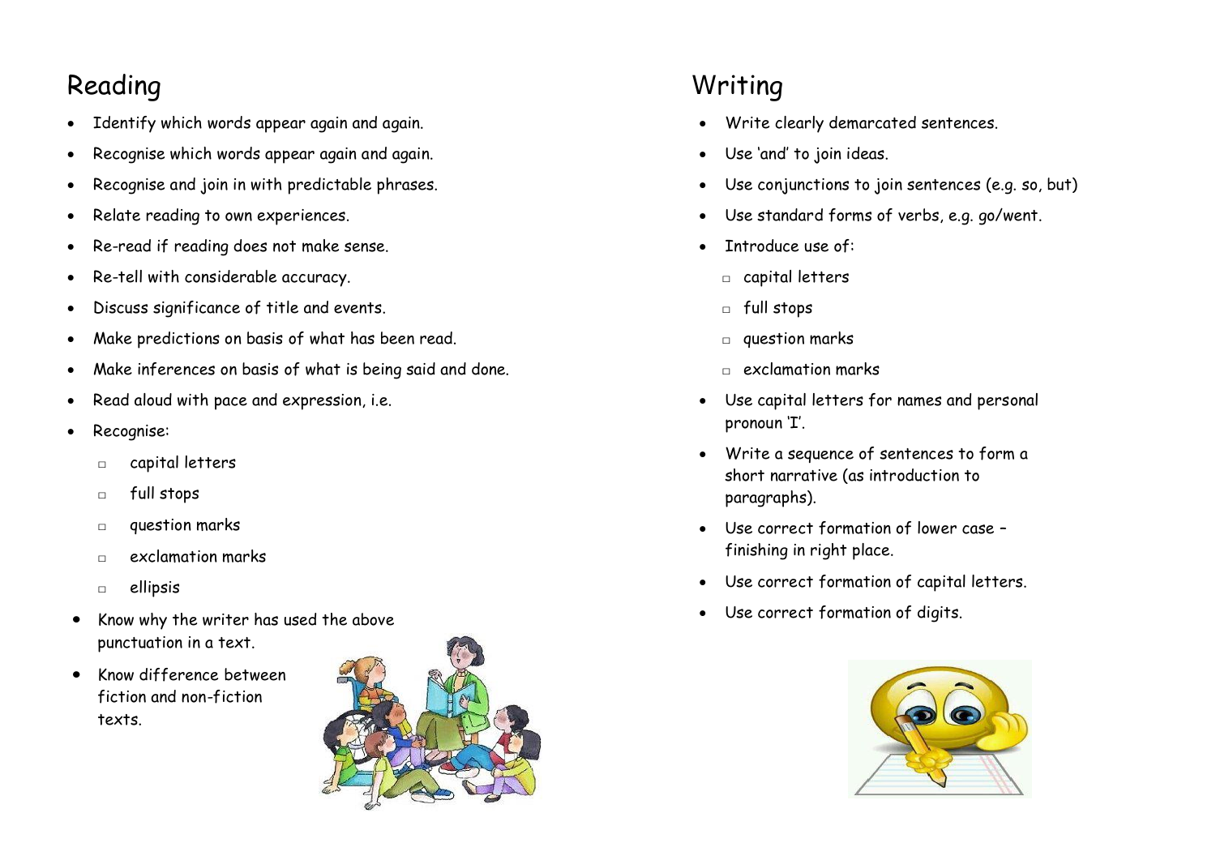# Reading

- Identify which words appear again and again.
- Recognise which words appear again and again.
- Recognise and join in with predictable phrases.
- Relate reading to own experiences.
- Re-read if reading does not make sense.
- Re-tell with considerable accuracy.
- Discuss significance of title and events.
- Make predictions on basis of what has been read.
- Make inferences on basis of what is being said and done.
- Read aloud with pace and expression, i.e.
- Recognise:
    - capital letters
    - full stops
    - question marks
    - exclamation marks
    - ellipsis
- Know why the writer has used the above punctuation in a text.
- Know difference between fiction and non-fiction texts.

# Writing

- Write clearly demarcated sentences.
- Use 'and' to join ideas.
- Use conjunctions to join sentences (e.g. so, but)
- Use standard forms of verbs, e.g. go/went.
- Introduce use of:
    - capital letters
    - full stops
    - question marks
    - exclamation marks
- Use capital letters for names and personal pronoun 'I'.
- Write a sequence of sentences to form a short narrative (as introduction to paragraphs).
- Use correct formation of lower case – finishing in right place.
- Use correct formation of capital letters.
- Use correct formation of digits.